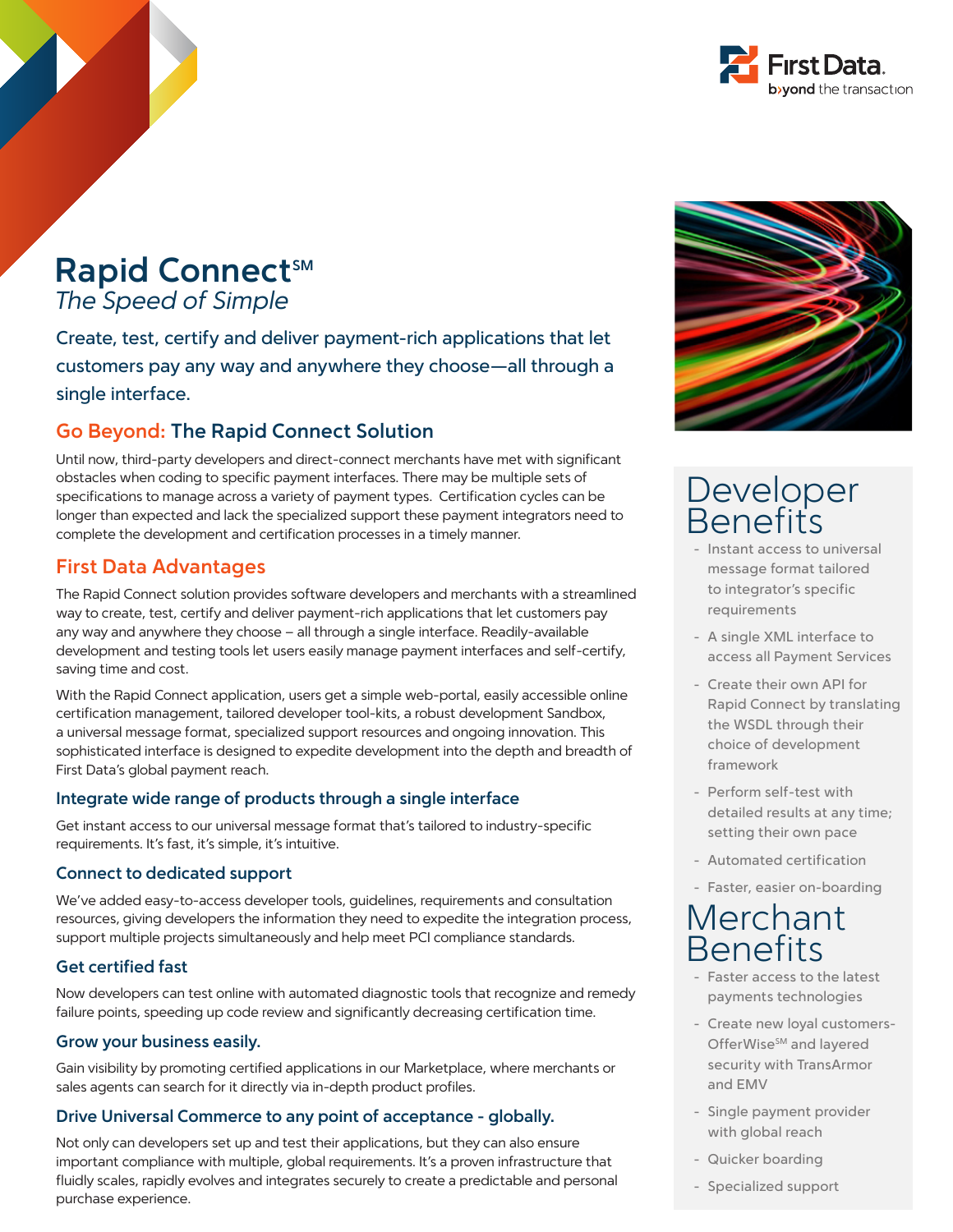# Rapid Connect℠

*The Speed of Simple*

Create, test, certify and deliver payment-rich applications that let customers pay any way and anywhere they choose—all through a single interface.

## Go Beyond: The Rapid Connect Solution

Until now, third-party developers and direct-connect merchants have met with significant obstacles when coding to specific payment interfaces. There may be multiple sets of specifications to manage across a variety of payment types. Certification cycles can be longer than expected and lack the specialized support these payment integrators need to complete the development and certification processes in a timely manner.

## First Data Advantages

The Rapid Connect solution provides software developers and merchants with a streamlined way to create, test, certify and deliver payment-rich applications that let customers pay any way and anywhere they choose – all through a single interface. Readily-available development and testing tools let users easily manage payment interfaces and self-certify, saving time and cost.

With the Rapid Connect application, users get a simple web-portal, easily accessible online certification management, tailored developer tool-kits, a robust development Sandbox, a universal message format, specialized support resources and ongoing innovation. This sophisticated interface is designed to expedite development into the depth and breadth of First Data's global payment reach.

### Integrate wide range of products through a single interface

Get instant access to our universal message format that's tailored to industry-specific requirements. It's fast, it's simple, it's intuitive.

### Connect to dedicated support

We've added easy-to-access developer tools, guidelines, requirements and consultation resources, giving developers the information they need to expedite the integration process, support multiple projects simultaneously and help meet PCI compliance standards.

### Get certified fast

Now developers can test online with automated diagnostic tools that recognize and remedy failure points, speeding up code review and significantly decreasing certification time.

### Grow your business easily.

Gain visibility by promoting certified applications in our Marketplace, where merchants or sales agents can search for it directly via in-depth product profiles.

### Drive Universal Commerce to any point of acceptance - globally.

Not only can developers set up and test their applications, but they can also ensure important compliance with multiple, global requirements. It's a proven infrastructure that fluidly scales, rapidly evolves and integrates securely to create a predictable and personal purchase experience.

## Developer Benefits

- Instant access to universal message format tailored to integrator's specific requirements
- A single XML interface to access all Payment Services
- Create their own API for Rapid Connect by translating the WSDL through their choice of development framework
- Perform self-test with detailed results at any time; setting their own pace
- Automated certification
- Faster, easier on-boarding

## Merchant Benefits

- Faster access to the latest payments technologies
- Create new loyal customers-OfferWise℠ and layered security with TransArmor and EMV
- Single payment provider with global reach
- Quicker boarding
- Specialized support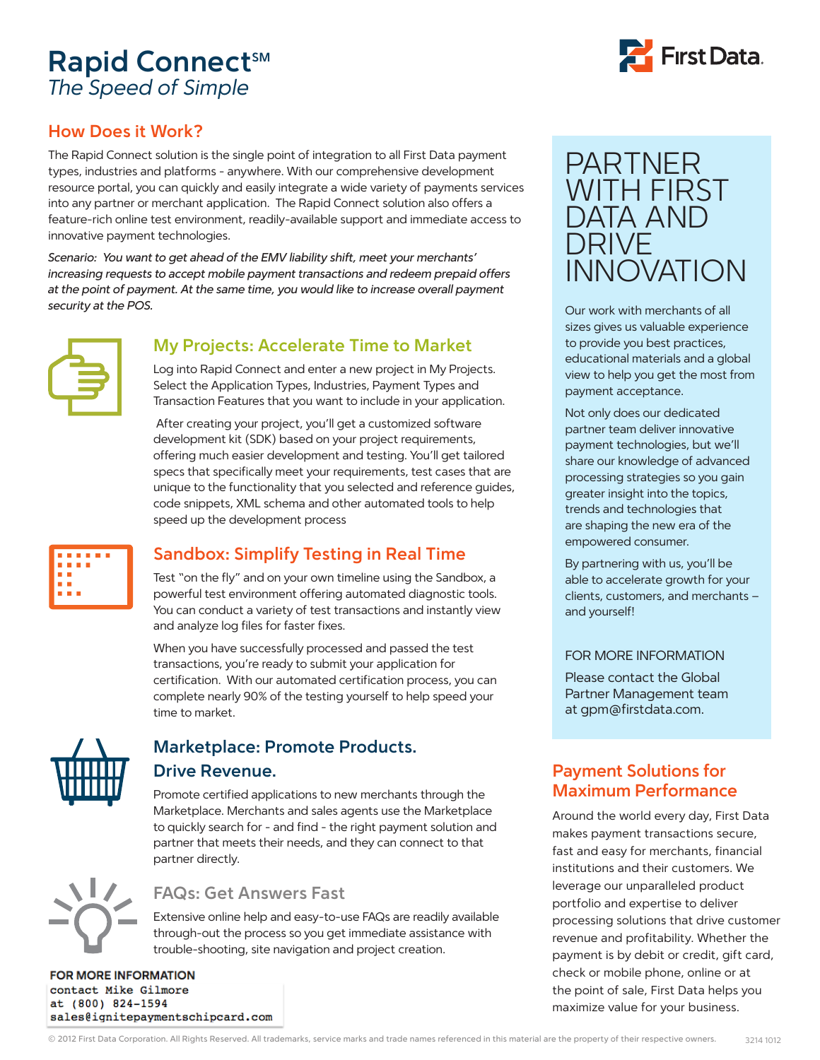# Rapid Connect℠

*The Speed of Simple*

First Data.

## How Does it Work?

The Rapid Connect solution is the single point of integration to all First Data payment types, industries and platforms - anywhere. With our comprehensive development resource portal, you can quickly and easily integrate a wide variety of payments services into any partner or merchant application. The Rapid Connect solution also offers a feature-rich online test environment, readily-available support and immediate access to innovative payment technologies.

*Scenario: You want to get ahead of the EMV liability shift, meet your merchants' increasing requests to accept mobile payment transactions and redeem prepaid offers at the point of payment. At the same time, you would like to increase overall payment security at the POS.*

### My Projects: Accelerate Time to Market

Log into Rapid Connect and enter a new project in My Projects. Select the Application Types, Industries, Payment Types and Transaction Features that you want to include in your application.

After creating your project, you'll get a customized software development kit (SDK) based on your project requirements, offering much easier development and testing. You'll get tailored specs that specifically meet your requirements, test cases that are unique to the functionality that you selected and reference guides, code snippets, XML schema and other automated tools to help speed up the development process

### Sandbox: Simplify Testing in Real Time

Test "on the fly" and on your own timeline using the Sandbox, a powerful test environment offering automated diagnostic tools. You can conduct a variety of test transactions and instantly view and analyze log files for faster fixes.

When you have successfully processed and passed the test transactions, you're ready to submit your application for certification. With our automated certification process, you can complete nearly 90% of the testing yourself to help speed your time to market.

### Marketplace: Promote Products. Drive Revenue.

Promote certified applications to new merchants through the Marketplace. Merchants and sales agents use the Marketplace to quickly search for - and find - the right payment solution and partner that meets their needs, and they can connect to that partner directly.

### FAQs: Get Answers Fast

Extensive online help and easy-to-use FAQs are readily available through-out the process so you get immediate assistance with trouble-shooting, site navigation and project creation.

**FOR MORE INFORMATION**

contact Mike Gilmore
at (800) 824-1594
sales@ignitepaymentschipcard.com

## PARTNER WITH FIRST DATA AND DRIVE INNOVATION

Our work with merchants of all sizes gives us valuable experience to provide you best practices, educational materials and a global view to help you get the most from payment acceptance.

Not only does our dedicated partner team deliver innovative payment technologies, but we'll share our knowledge of advanced processing strategies so you gain greater insight into the topics, trends and technologies that are shaping the new era of the empowered consumer.

By partnering with us, you'll be able to accelerate growth for your clients, customers, and merchants – and yourself!

FOR MORE INFORMATION

Please contact the Global Partner Management team at gpm@firstdata.com.

## Payment Solutions for Maximum Performance

Around the world every day, First Data makes payment transactions secure, fast and easy for merchants, financial institutions and their customers. We leverage our unparalleled product portfolio and expertise to deliver processing solutions that drive customer revenue and profitability. Whether the payment is by debit or credit, gift card, check or mobile phone, online or at the point of sale, First Data helps you maximize value for your business.

© 2012 First Data Corporation. All Rights Reserved. All trademarks, service marks and trade names referenced in this material are the property of their respective owners. 3214 1012